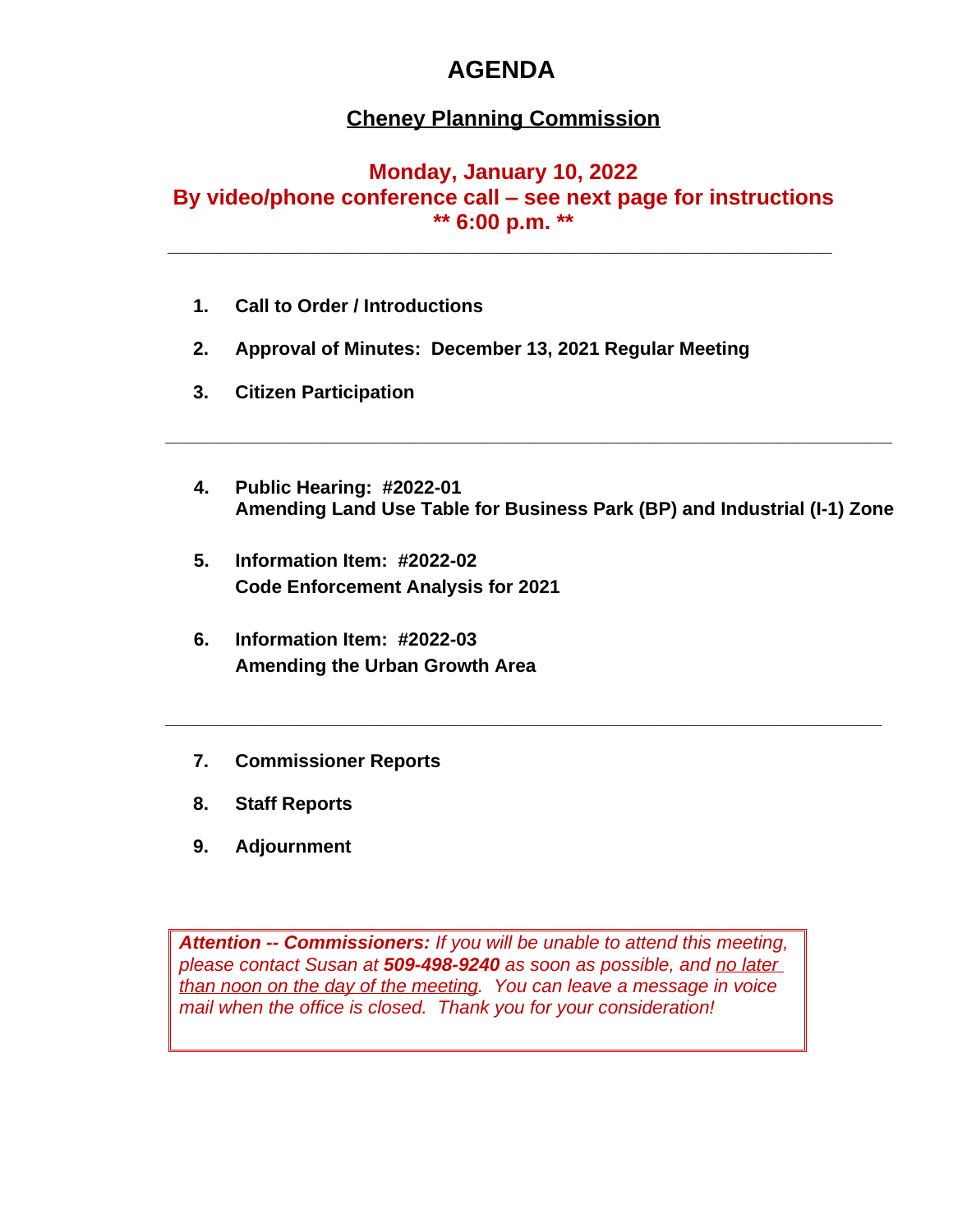# AGENDA

## Cheney Planning Commission

**Monday, January 10, 2022**
**By video/phone conference call – see next page for instructions**
**** 6:00 p.m. ****

---

1. **Call to Order / Introductions**

2. **Approval of Minutes: December 13, 2021 Regular Meeting**

3. **Citizen Participation**

---

4. **Public Hearing: #2022-01**
   **Amending Land Use Table for Business Park (BP) and Industrial (I-1) Zone**

5. **Information Item: #2022-02**
   **Code Enforcement Analysis for 2021**

6. **Information Item: #2022-03**
   **Amending the Urban Growth Area**

---

7. **Commissioner Reports**

8. **Staff Reports**

9. **Adjournment**

***Attention -- Commissioners:*** *If you will be unable to attend this meeting, please contact Susan at* ***509-498-9240*** *as soon as possible, and* *<u>no later than noon on the day of the meeting</u>.* *You can leave a message in voice mail when the office is closed. Thank you for your consideration!*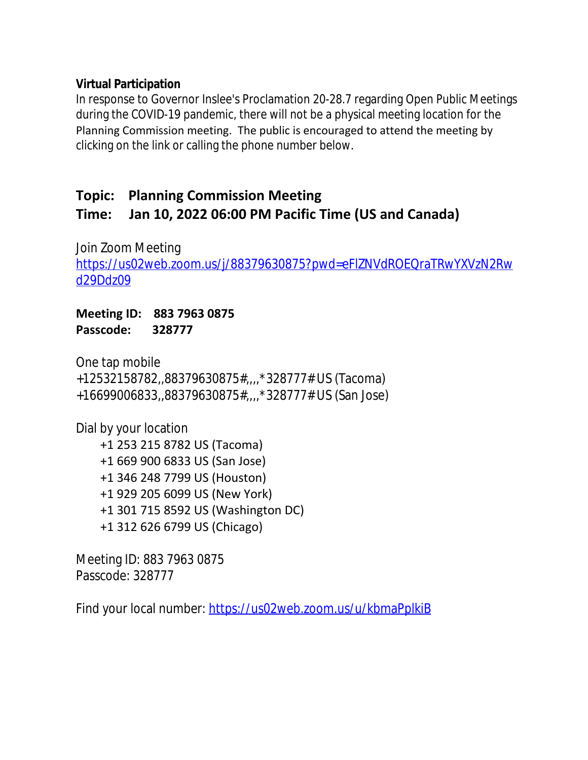**Virtual Participation**

In response to Governor Inslee's Proclamation 20-28.7 regarding Open Public Meetings during the COVID-19 pandemic, there will not be a physical meeting location for the Planning Commission meeting. The public is encouraged to attend the meeting by clicking on the link or calling the phone number below.

## Topic: Planning Commission Meeting
## Time: Jan 10, 2022 06:00 PM Pacific Time (US and Canada)

Join Zoom Meeting
https://us02web.zoom.us/j/88379630875?pwd=eFlZNVdROEQraTRwYXVzN2Rwd29Ddz09

**Meeting ID: 883 7963 0875**
**Passcode: 328777**

One tap mobile
+12532158782,,88379630875#,,,,*328777# US (Tacoma)
+16699006833,,88379630875#,,,,*328777# US (San Jose)

Dial by your location
- +1 253 215 8782 US (Tacoma)
- +1 669 900 6833 US (San Jose)
- +1 346 248 7799 US (Houston)
- +1 929 205 6099 US (New York)
- +1 301 715 8592 US (Washington DC)
- +1 312 626 6799 US (Chicago)

Meeting ID: 883 7963 0875
Passcode: 328777

Find your local number: https://us02web.zoom.us/u/kbmaPplkiB